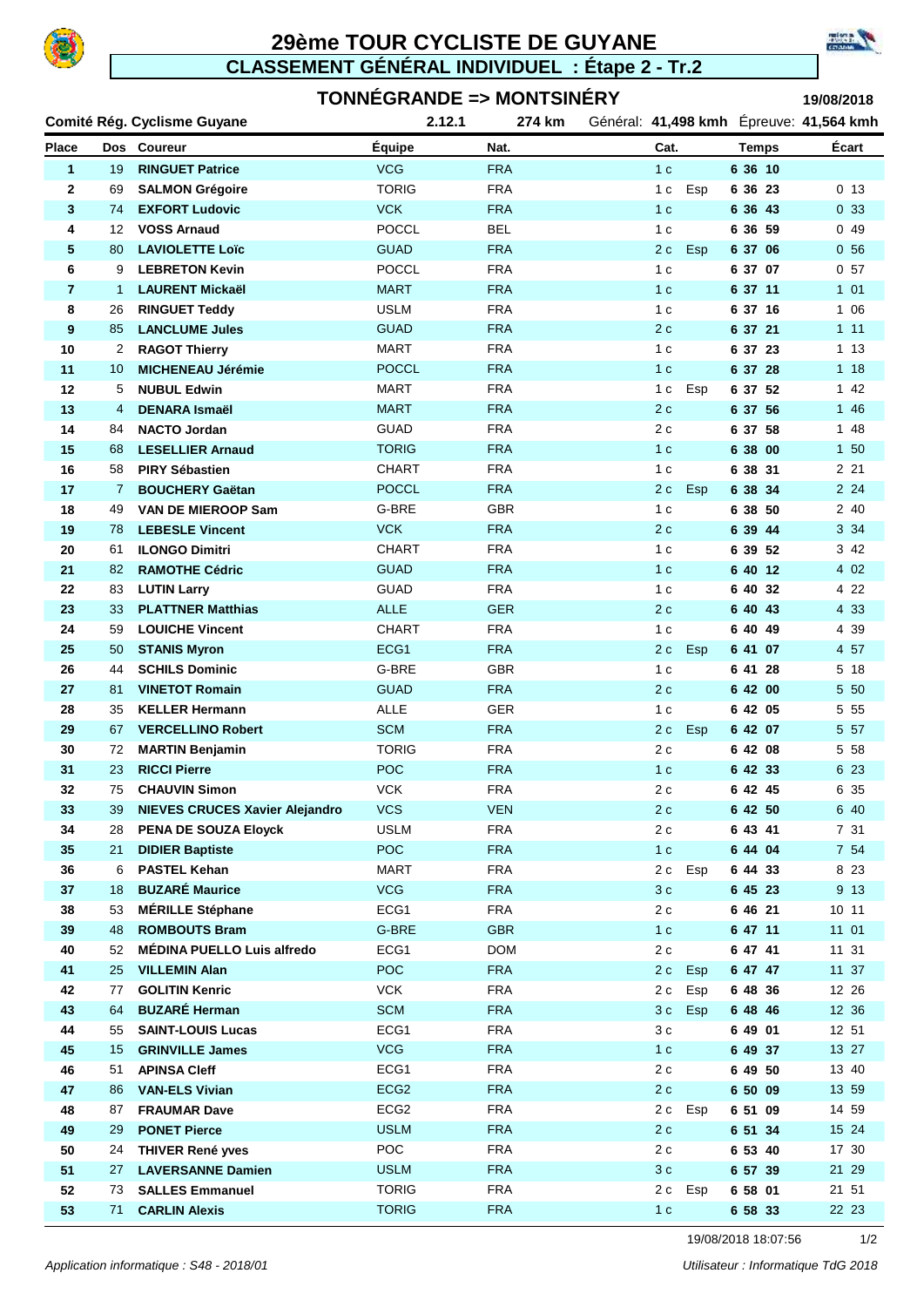# 29ème TOUR CYCLISTE DE GUYANE

## CLASSEMENT GÉNÉRAL INDIVIDUEL : Étape 2 - Tr.2

### TONNÉGRANDE => MONTSINÉRY

19/08/2018

Comité Rég. Cyclisme Guyane 2.12.1 274 km Général: **41,498 kmh** Épreuve: **41,564 kmh**

| Place | Dos | Coureur | Équipe | Nat. | Cat. | | Temps | Écart |
|---|---|---|---|---|---|---|---|---|
| 1 | 19 | RINGUET Patrice | VCG | FRA | 1 c | | 6 36 10 | |
| 2 | 69 | SALMON Grégoire | TORIG | FRA | 1 c | Esp | 6 36 23 | 0 13 |
| 3 | 74 | EXFORT Ludovic | VCK | FRA | 1 c | | 6 36 43 | 0 33 |
| 4 | 12 | VOSS Arnaud | POCCL | BEL | 1 c | | 6 36 59 | 0 49 |
| 5 | 80 | LAVIOLETTE Loïc | GUAD | FRA | 2 c | Esp | 6 37 06 | 0 56 |
| 6 | 9 | LEBRETON Kevin | POCCL | FRA | 1 c | | 6 37 07 | 0 57 |
| 7 | 1 | LAURENT Mickaël | MART | FRA | 1 c | | 6 37 11 | 1 01 |
| 8 | 26 | RINGUET Teddy | USLM | FRA | 1 c | | 6 37 16 | 1 06 |
| 9 | 85 | LANCLUME Jules | GUAD | FRA | 2 c | | 6 37 21 | 1 11 |
| 10 | 2 | RAGOT Thierry | MART | FRA | 1 c | | 6 37 23 | 1 13 |
| 11 | 10 | MICHENEAU Jérémie | POCCL | FRA | 1 c | | 6 37 28 | 1 18 |
| 12 | 5 | NUBUL Edwin | MART | FRA | 1 c | Esp | 6 37 52 | 1 42 |
| 13 | 4 | DENARA Ismaël | MART | FRA | 2 c | | 6 37 56 | 1 46 |
| 14 | 84 | NACTO Jordan | GUAD | FRA | 2 c | | 6 37 58 | 1 48 |
| 15 | 68 | LESELLIER Arnaud | TORIG | FRA | 1 c | | 6 38 00 | 1 50 |
| 16 | 58 | PIRY Sébastien | CHART | FRA | 1 c | | 6 38 31 | 2 21 |
| 17 | 7 | BOUCHERY Gaëtan | POCCL | FRA | 2 c | Esp | 6 38 34 | 2 24 |
| 18 | 49 | VAN DE MIEROOP Sam | G-BRE | GBR | 1 c | | 6 38 50 | 2 40 |
| 19 | 78 | LEBESLE Vincent | VCK | FRA | 2 c | | 6 39 44 | 3 34 |
| 20 | 61 | ILONGO Dimitri | CHART | FRA | 1 c | | 6 39 52 | 3 42 |
| 21 | 82 | RAMOTHE Cédric | GUAD | FRA | 1 c | | 6 40 12 | 4 02 |
| 22 | 83 | LUTIN Larry | GUAD | FRA | 1 c | | 6 40 32 | 4 22 |
| 23 | 33 | PLATTNER Matthias | ALLE | GER | 2 c | | 6 40 43 | 4 33 |
| 24 | 59 | LOUICHE Vincent | CHART | FRA | 1 c | | 6 40 49 | 4 39 |
| 25 | 50 | STANIS Myron | ECG1 | FRA | 2 c | Esp | 6 41 07 | 4 57 |
| 26 | 44 | SCHILS Dominic | G-BRE | GBR | 1 c | | 6 41 28 | 5 18 |
| 27 | 81 | VINETOT Romain | GUAD | FRA | 2 c | | 6 42 00 | 5 50 |
| 28 | 35 | KELLER Hermann | ALLE | GER | 1 c | | 6 42 05 | 5 55 |
| 29 | 67 | VERCELLINO Robert | SCM | FRA | 2 c | Esp | 6 42 07 | 5 57 |
| 30 | 72 | MARTIN Benjamin | TORIG | FRA | 2 c | | 6 42 08 | 5 58 |
| 31 | 23 | RICCI Pierre | POC | FRA | 1 c | | 6 42 33 | 6 23 |
| 32 | 75 | CHAUVIN Simon | VCK | FRA | 2 c | | 6 42 45 | 6 35 |
| 33 | 39 | NIEVES CRUCES Xavier Alejandro | VCS | VEN | 2 c | | 6 42 50 | 6 40 |
| 34 | 28 | PENA DE SOUZA Eloyck | USLM | FRA | 2 c | | 6 43 41 | 7 31 |
| 35 | 21 | DIDIER Baptiste | POC | FRA | 1 c | | 6 44 04 | 7 54 |
| 36 | 6 | PASTEL Kehan | MART | FRA | 2 c | Esp | 6 44 33 | 8 23 |
| 37 | 18 | BUZARÉ Maurice | VCG | FRA | 3 c | | 6 45 23 | 9 13 |
| 38 | 53 | MÉRILLE Stéphane | ECG1 | FRA | 2 c | | 6 46 21 | 10 11 |
| 39 | 48 | ROMBOUTS Bram | G-BRE | GBR | 1 c | | 6 47 11 | 11 01 |
| 40 | 52 | MÉDINA PUELLO Luis alfredo | ECG1 | DOM | 2 c | | 6 47 41 | 11 31 |
| 41 | 25 | VILLEMIN Alan | POC | FRA | 2 c | Esp | 6 47 47 | 11 37 |
| 42 | 77 | GOLITIN Kenric | VCK | FRA | 2 c | Esp | 6 48 36 | 12 26 |
| 43 | 64 | BUZARÉ Herman | SCM | FRA | 3 c | Esp | 6 48 46 | 12 36 |
| 44 | 55 | SAINT-LOUIS Lucas | ECG1 | FRA | 3 c | | 6 49 01 | 12 51 |
| 45 | 15 | GRINVILLE James | VCG | FRA | 1 c | | 6 49 37 | 13 27 |
| 46 | 51 | APINSA Cleff | ECG1 | FRA | 2 c | | 6 49 50 | 13 40 |
| 47 | 86 | VAN-ELS Vivian | ECG2 | FRA | 2 c | | 6 50 09 | 13 59 |
| 48 | 87 | FRAUMAR Dave | ECG2 | FRA | 2 c | Esp | 6 51 09 | 14 59 |
| 49 | 29 | PONET Pierce | USLM | FRA | 2 c | | 6 51 34 | 15 24 |
| 50 | 24 | THIVER René yves | POC | FRA | 2 c | | 6 53 40 | 17 30 |
| 51 | 27 | LAVERSANNE Damien | USLM | FRA | 3 c | | 6 57 39 | 21 29 |
| 52 | 73 | SALLES Emmanuel | TORIG | FRA | 2 c | Esp | 6 58 01 | 21 51 |
| 53 | 71 | CARLIN Alexis | TORIG | FRA | 1 c | | 6 58 33 | 22 23 |

19/08/2018 18:07:56

*Application informatique : S48 - 2018/01* *Utilisateur : Informatique TdG 2018*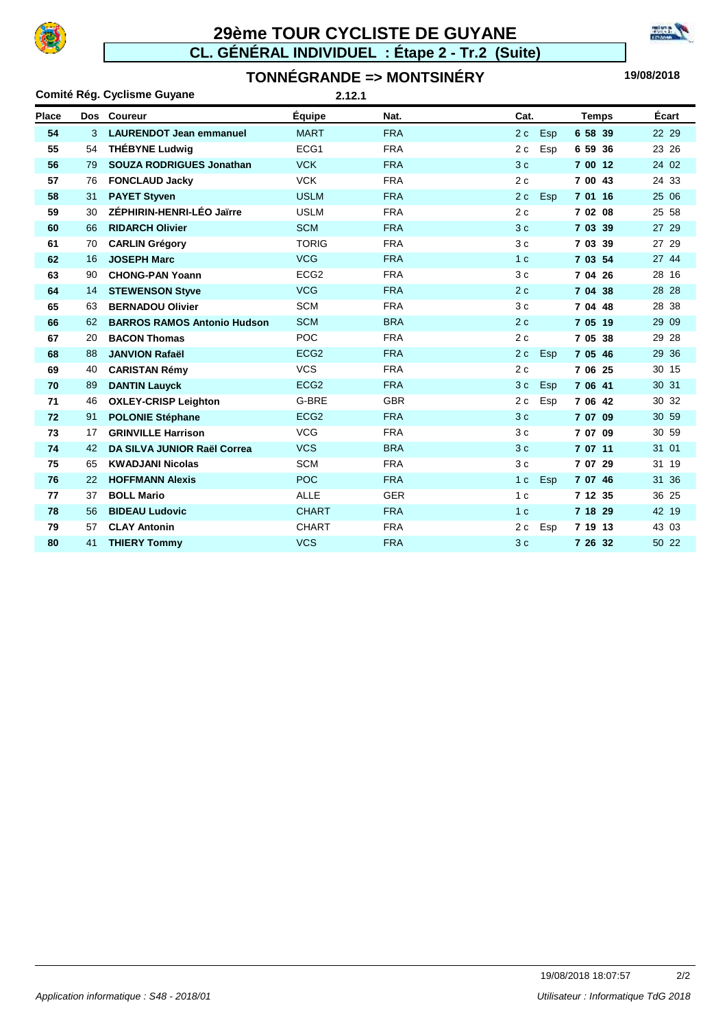# 29ème TOUR CYCLISTE DE GUYANE

## CL. GÉNÉRAL INDIVIDUEL : Étape 2 - Tr.2 (Suite)

### TONNÉGRANDE => MONTSINÉRY

19/08/2018

**Comité Rég. Cyclisme Guyane** 2.12.1

| Place | Dos | Coureur | Équipe | Nat. | Cat. | | Temps | Écart |
|---|---|---|---|---|---|---|---|---|
| 54 | 3 | LAURENDOT Jean emmanuel | MART | FRA | 2 c | Esp | 6 58 39 | 22 29 |
| 55 | 54 | THÉBYNE Ludwig | ECG1 | FRA | 2 c | Esp | 6 59 36 | 23 26 |
| 56 | 79 | SOUZA RODRIGUES Jonathan | VCK | FRA | 3 c | | 7 00 12 | 24 02 |
| 57 | 76 | FONCLAUD Jacky | VCK | FRA | 2 c | | 7 00 43 | 24 33 |
| 58 | 31 | PAYET Styven | USLM | FRA | 2 c | Esp | 7 01 16 | 25 06 |
| 59 | 30 | ZÉPHIRIN-HENRI-LÉO Jaïrre | USLM | FRA | 2 c | | 7 02 08 | 25 58 |
| 60 | 66 | RIDARCH Olivier | SCM | FRA | 3 c | | 7 03 39 | 27 29 |
| 61 | 70 | CARLIN Grégory | TORIG | FRA | 3 c | | 7 03 39 | 27 29 |
| 62 | 16 | JOSEPH Marc | VCG | FRA | 1 c | | 7 03 54 | 27 44 |
| 63 | 90 | CHONG-PAN Yoann | ECG2 | FRA | 3 c | | 7 04 26 | 28 16 |
| 64 | 14 | STEWENSON Styve | VCG | FRA | 2 c | | 7 04 38 | 28 28 |
| 65 | 63 | BERNADOU Olivier | SCM | FRA | 3 c | | 7 04 48 | 28 38 |
| 66 | 62 | BARROS RAMOS Antonio Hudson | SCM | BRA | 2 c | | 7 05 19 | 29 09 |
| 67 | 20 | BACON Thomas | POC | FRA | 2 c | | 7 05 38 | 29 28 |
| 68 | 88 | JANVION Rafaël | ECG2 | FRA | 2 c | Esp | 7 05 46 | 29 36 |
| 69 | 40 | CARISTAN Rémy | VCS | FRA | 2 c | | 7 06 25 | 30 15 |
| 70 | 89 | DANTIN Lauyck | ECG2 | FRA | 3 c | Esp | 7 06 41 | 30 31 |
| 71 | 46 | OXLEY-CRISP Leighton | G-BRE | GBR | 2 c | Esp | 7 06 42 | 30 32 |
| 72 | 91 | POLONIE Stéphane | ECG2 | FRA | 3 c | | 7 07 09 | 30 59 |
| 73 | 17 | GRINVILLE Harrison | VCG | FRA | 3 c | | 7 07 09 | 30 59 |
| 74 | 42 | DA SILVA JUNIOR Raël Correa | VCS | BRA | 3 c | | 7 07 11 | 31 01 |
| 75 | 65 | KWADJANI Nicolas | SCM | FRA | 3 c | | 7 07 29 | 31 19 |
| 76 | 22 | HOFFMANN Alexis | POC | FRA | 1 c | Esp | 7 07 46 | 31 36 |
| 77 | 37 | BOLL Mario | ALLE | GER | 1 c | | 7 12 35 | 36 25 |
| 78 | 56 | BIDEAU Ludovic | CHART | FRA | 1 c | | 7 18 29 | 42 19 |
| 79 | 57 | CLAY Antonin | CHART | FRA | 2 c | Esp | 7 19 13 | 43 03 |
| 80 | 41 | THIERY Tommy | VCS | FRA | 3 c | | 7 26 32 | 50 22 |

19/08/2018 18:07:57

*Application informatique : S48 - 2018/01*

*Utilisateur : Informatique TdG 2018*